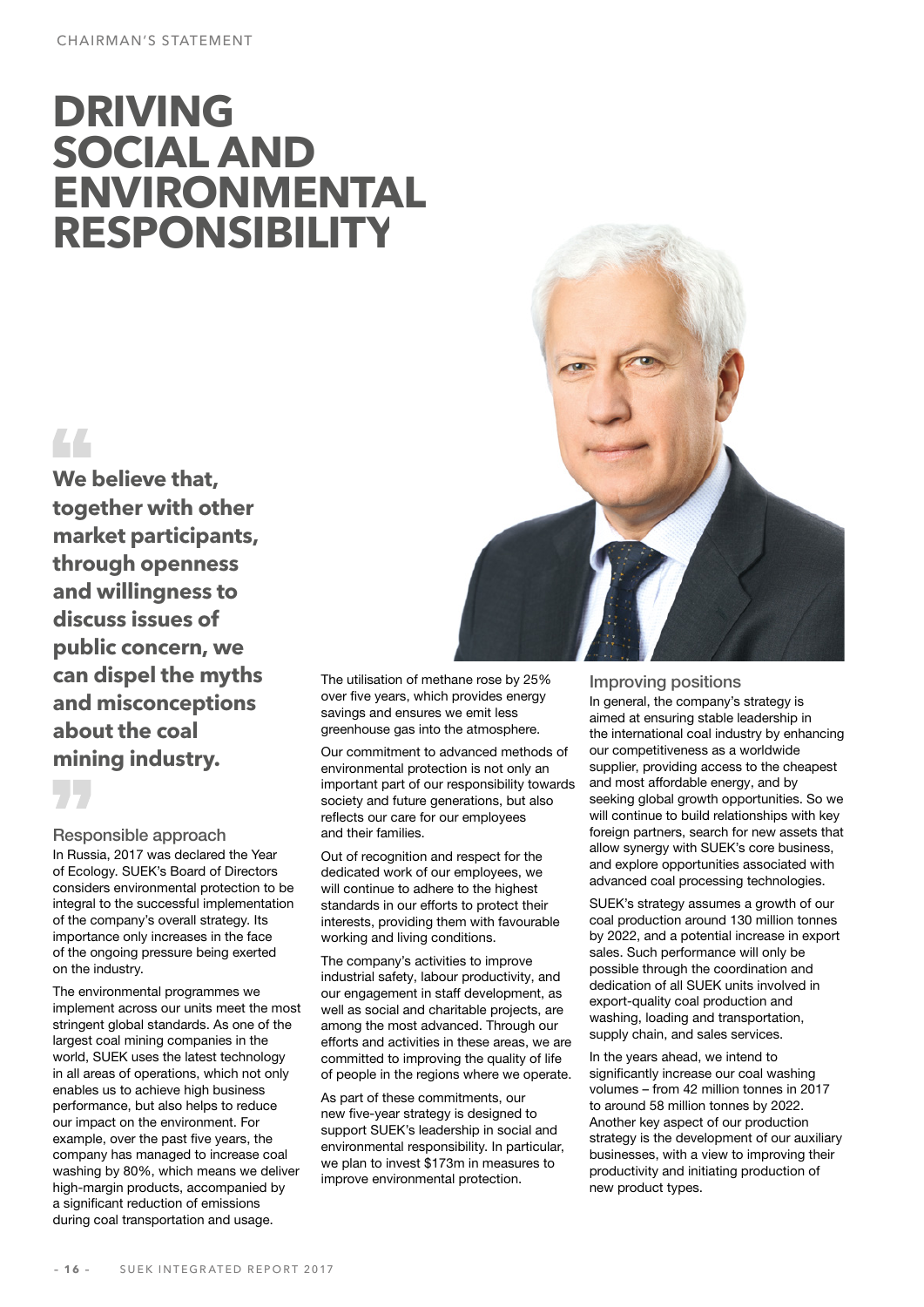# DRIVING SOCIAL AND ENVIRONMENTAL RESPONSIBILITY

> **We believe that, together with other market participants, through openness and willingness to discuss issues of public concern, we can dispel the myths and misconceptions about the coal mining industry.**

## Responsible approach

In Russia, 2017 was declared the Year of Ecology. SUEK's Board of Directors considers environmental protection to be integral to the successful implementation of the company's overall strategy. Its importance only increases in the face of the ongoing pressure being exerted on the industry.

The environmental programmes we implement across our units meet the most stringent global standards. As one of the largest coal mining companies in the world, SUEK uses the latest technology in all areas of operations, which not only enables us to achieve high business performance, but also helps to reduce our impact on the environment. For example, over the past five years, the company has managed to increase coal washing by 80%, which means we deliver high-margin products, accompanied by a significant reduction of emissions during coal transportation and usage.

The utilisation of methane rose by 25% over five years, which provides energy savings and ensures we emit less greenhouse gas into the atmosphere.

Our commitment to advanced methods of environmental protection is not only an important part of our responsibility towards society and future generations, but also reflects our care for our employees and their families.

Out of recognition and respect for the dedicated work of our employees, we will continue to adhere to the highest standards in our efforts to protect their interests, providing them with favourable working and living conditions.

The company's activities to improve industrial safety, labour productivity, and our engagement in staff development, as well as social and charitable projects, are among the most advanced. Through our efforts and activities in these areas, we are committed to improving the quality of life of people in the regions where we operate.

As part of these commitments, our new five-year strategy is designed to support SUEK's leadership in social and environmental responsibility. In particular, we plan to invest $173m in measures to improve environmental protection.

## Improving positions

In general, the company's strategy is aimed at ensuring stable leadership in the international coal industry by enhancing our competitiveness as a worldwide supplier, providing access to the cheapest and most affordable energy, and by seeking global growth opportunities. So we will continue to build relationships with key foreign partners, search for new assets that allow synergy with SUEK's core business, and explore opportunities associated with advanced coal processing technologies.

SUEK's strategy assumes a growth of our coal production around 130 million tonnes by 2022, and a potential increase in export sales. Such performance will only be possible through the coordination and dedication of all SUEK units involved in export-quality coal production and washing, loading and transportation, supply chain, and sales services.

In the years ahead, we intend to significantly increase our coal washing volumes – from 42 million tonnes in 2017 to around 58 million tonnes by 2022. Another key aspect of our production strategy is the development of our auxiliary businesses, with a view to improving their productivity and initiating production of new product types.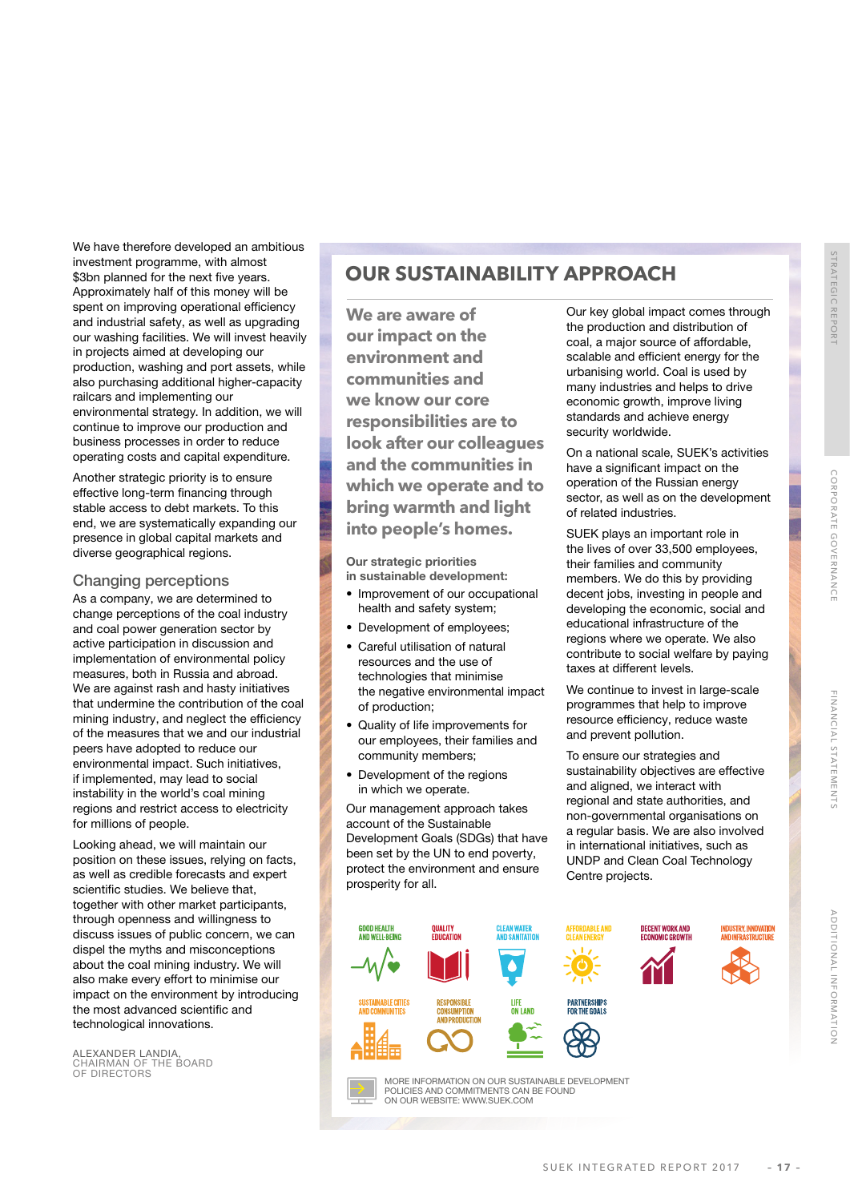We have therefore developed an ambitious investment programme, with almost $3bn planned for the next five years. Approximately half of this money will be spent on improving operational efficiency and industrial safety, as well as upgrading our washing facilities. We will invest heavily in projects aimed at developing our production, washing and port assets, while also purchasing additional higher-capacity railcars and implementing our environmental strategy. In addition, we will continue to improve our production and business processes in order to reduce operating costs and capital expenditure.

Another strategic priority is to ensure effective long-term financing through stable access to debt markets. To this end, we are systematically expanding our presence in global capital markets and diverse geographical regions.

## Changing perceptions

As a company, we are determined to change perceptions of the coal industry and coal power generation sector by active participation in discussion and implementation of environmental policy measures, both in Russia and abroad. We are against rash and hasty initiatives that undermine the contribution of the coal mining industry, and neglect the efficiency of the measures that we and our industrial peers have adopted to reduce our environmental impact. Such initiatives, if implemented, may lead to social instability in the world's coal mining regions and restrict access to electricity for millions of people.

Looking ahead, we will maintain our position on these issues, relying on facts, as well as credible forecasts and expert scientific studies. We believe that, together with other market participants, through openness and willingness to discuss issues of public concern, we can dispel the myths and misconceptions about the coal mining industry. We will also make every effort to minimise our impact on the environment by introducing the most advanced scientific and technological innovations.

ALEXANDER LANDIA,
CHAIRMAN OF THE BOARD
OF DIRECTORS

# OUR SUSTAINABILITY APPROACH

**We are aware of our impact on the environment and communities and we know our core responsibilities are to look after our colleagues and the communities in which we operate and to bring warmth and light into people's homes.**

**Our strategic priorities in sustainable development:**

- Improvement of our occupational health and safety system;
- Development of employees;
- Careful utilisation of natural resources and the use of technologies that minimise the negative environmental impact of production;
- Quality of life improvements for our employees, their families and community members;
- Development of the regions in which we operate.

Our management approach takes account of the Sustainable Development Goals (SDGs) that have been set by the UN to end poverty, protect the environment and ensure prosperity for all.

Our key global impact comes through the production and distribution of coal, a major source of affordable, scalable and efficient energy for the urbanising world. Coal is used by many industries and helps to drive economic growth, improve living standards and achieve energy security worldwide.

On a national scale, SUEK's activities have a significant impact on the operation of the Russian energy sector, as well as on the development of related industries.

SUEK plays an important role in the lives of over 33,500 employees, their families and community members. We do this by providing decent jobs, investing in people and developing the economic, social and educational infrastructure of the regions where we operate. We also contribute to social welfare by paying taxes at different levels.

We continue to invest in large-scale programmes that help to improve resource efficiency, reduce waste and prevent pollution.

To ensure our strategies and sustainability objectives are effective and aligned, we interact with regional and state authorities, and non-governmental organisations on a regular basis. We are also involved in international initiatives, such as UNDP and Clean Coal Technology Centre projects.

GOOD HEALTH AND WELL-BEING
QUALITY EDUCATION
CLEAN WATER AND SANITATION
AFFORDABLE AND CLEAN ENERGY
DECENT WORK AND ECONOMIC GROWTH
INDUSTRY, INNOVATION AND INFRASTRUCTURE
SUSTAINABLE CITIES AND COMMUNITIES
RESPONSIBLE CONSUMPTION AND PRODUCTION
LIFE ON LAND
PARTNERSHIPS FOR THE GOALS

MORE INFORMATION ON OUR SUSTAINABLE DEVELOPMENT POLICIES AND COMMITMENTS CAN BE FOUND ON OUR WEBSITE: WWW.SUEK.COM